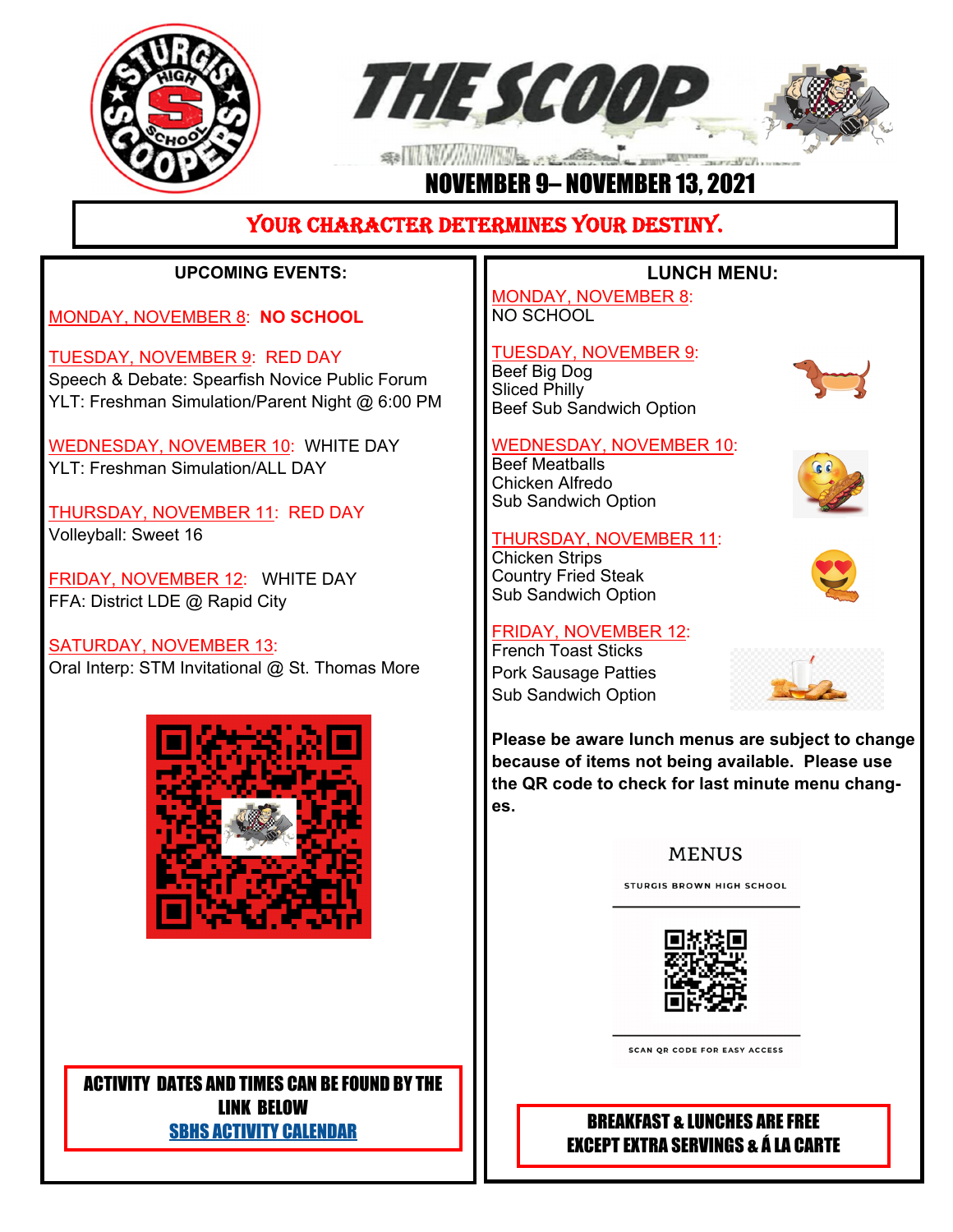# THE SCOOP

## NOVEMBER 9– NOVEMBER 13, 2021

**YOUR CHARACTER DETERMINES YOUR DESTINY.**

### UPCOMING EVENTS:

MONDAY, NOVEMBER 8: **NO SCHOOL**

TUESDAY, NOVEMBER 9: RED DAY
Speech & Debate: Spearfish Novice Public Forum
YLT: Freshman Simulation/Parent Night @ 6:00 PM

WEDNESDAY, NOVEMBER 10: WHITE DAY
YLT: Freshman Simulation/ALL DAY

THURSDAY, NOVEMBER 11: RED DAY
Volleyball: Sweet 16

FRIDAY, NOVEMBER 12: WHITE DAY
FFA: District LDE @ Rapid City

SATURDAY, NOVEMBER 13:
Oral Interp: STM Invitational @ St. Thomas More

**ACTIVITY DATES AND TIMES CAN BE FOUND BY THE LINK BELOW**
**SBHS ACTIVITY CALENDAR**

### LUNCH MENU:

MONDAY, NOVEMBER 8:
NO SCHOOL

TUESDAY, NOVEMBER 9:
Beef Big Dog
Sliced Philly
Beef Sub Sandwich Option

WEDNESDAY, NOVEMBER 10:
Beef Meatballs
Chicken Alfredo
Sub Sandwich Option

THURSDAY, NOVEMBER 11:
Chicken Strips
Country Fried Steak
Sub Sandwich Option

FRIDAY, NOVEMBER 12:
French Toast Sticks
Pork Sausage Patties
Sub Sandwich Option

**Please be aware lunch menus are subject to change because of items not being available. Please use the QR code to check for last minute menu changes.**

MENUS
STURGIS BROWN HIGH SCHOOL
SCAN QR CODE FOR EASY ACCESS

**BREAKFAST & LUNCHES ARE FREE EXCEPT EXTRA SERVINGS & Á LA CARTE**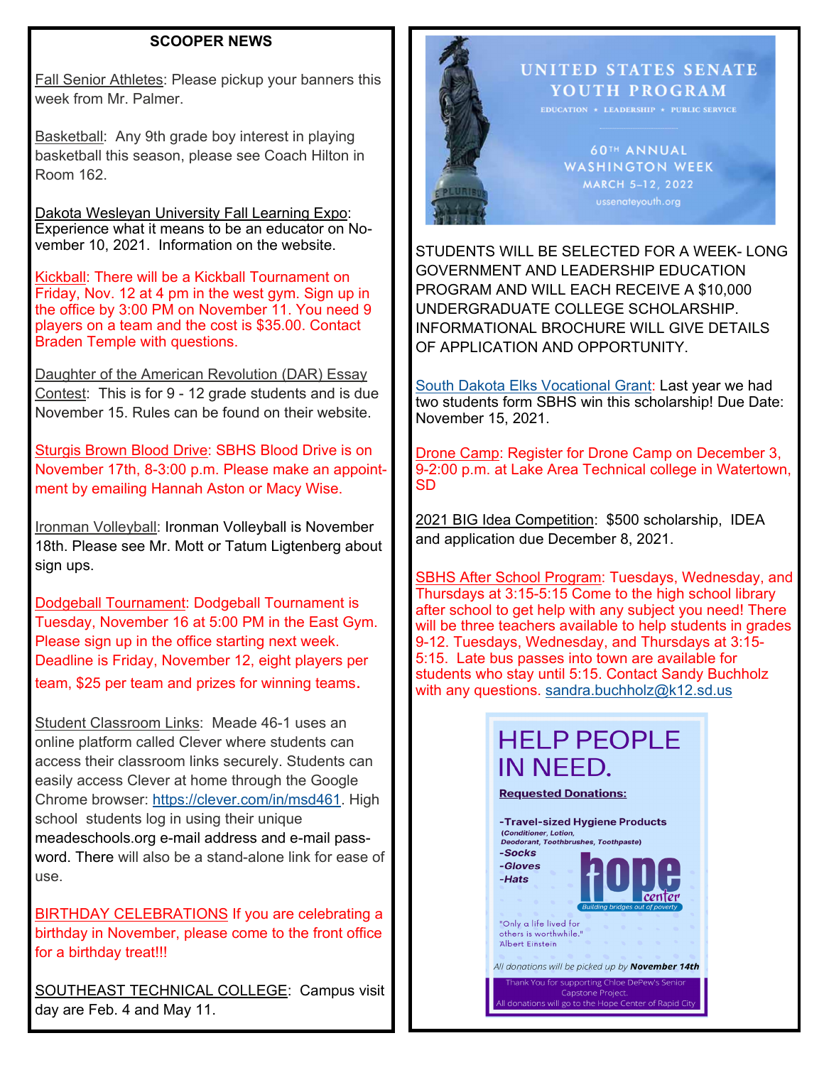## SCOOPER NEWS

Fall Senior Athletes: Please pickup your banners this week from Mr. Palmer.

Basketball: Any 9th grade boy interest in playing basketball this season, please see Coach Hilton in Room 162.

Dakota Wesleyan University Fall Learning Expo: Experience what it means to be an educator on November 10, 2021. Information on the website.

Kickball: There will be a Kickball Tournament on Friday, Nov. 12 at 4 pm in the west gym. Sign up in the office by 3:00 PM on November 11. You need 9 players on a team and the cost is $35.00. Contact Braden Temple with questions.

Daughter of the American Revolution (DAR) Essay Contest: This is for 9 - 12 grade students and is due November 15. Rules can be found on their website.

Sturgis Brown Blood Drive: SBHS Blood Drive is on November 17th, 8-3:00 p.m. Please make an appointment by emailing Hannah Aston or Macy Wise.

Ironman Volleyball: Ironman Volleyball is November 18th. Please see Mr. Mott or Tatum Ligtenberg about sign ups.

Dodgeball Tournament: Dodgeball Tournament is Tuesday, November 16 at 5:00 PM in the East Gym. Please sign up in the office starting next week. Deadline is Friday, November 12, eight players per team, $25 per team and prizes for winning teams.

Student Classroom Links: Meade 46-1 uses an online platform called Clever where students can access their classroom links securely. Students can easily access Clever at home through the Google Chrome browser: https://clever.com/in/msd461. High school students log in using their unique meadeschools.org e-mail address and e-mail password. There will also be a stand-alone link for ease of use.

BIRTHDAY CELEBRATIONS If you are celebrating a birthday in November, please come to the front office for a birthday treat!!!

SOUTHEAST TECHNICAL COLLEGE: Campus visit day are Feb. 4 and May 11.

UNITED STATES SENATE YOUTH PROGRAM

EDUCATION • LEADERSHIP • PUBLIC SERVICE

60TH ANNUAL WASHINGTON WEEK

MARCH 5–12, 2022

ussenateyouth.org

STUDENTS WILL BE SELECTED FOR A WEEK- LONG GOVERNMENT AND LEADERSHIP EDUCATION PROGRAM AND WILL EACH RECEIVE A $10,000 UNDERGRADUATE COLLEGE SCHOLARSHIP. INFORMATIONAL BROCHURE WILL GIVE DETAILS OF APPLICATION AND OPPORTUNITY.

South Dakota Elks Vocational Grant: Last year we had two students form SBHS win this scholarship! Due Date: November 15, 2021.

Drone Camp: Register for Drone Camp on December 3, 9-2:00 p.m. at Lake Area Technical college in Watertown, SD

2021 BIG Idea Competition: $500 scholarship, IDEA and application due December 8, 2021.

SBHS After School Program: Tuesdays, Wednesday, and Thursdays at 3:15-5:15 Come to the high school library after school to get help with any subject you need! There will be three teachers available to help students in grades 9-12. Tuesdays, Wednesday, and Thursdays at 3:15-5:15. Late bus passes into town are available for students who stay until 5:15. Contact Sandy Buchholz with any questions. sandra.buchholz@k12.sd.us

HELP PEOPLE IN NEED.

**Requested Donations:**

- **Travel-sized Hygiene Products** *(Conditioner, Lotion, Deodorant, Toothbrushes, Toothpaste)*
- ***Socks***
- ***Gloves***
- ***Hats***

hope center — Building bridges out of poverty

"Only a life lived for others is worthwhile." Albert Einstein

*All donations will be picked up by **November 14th***

Thank You for supporting Chloe DePew's Senior Capstone Project. All donations will go to the Hope Center of Rapid City